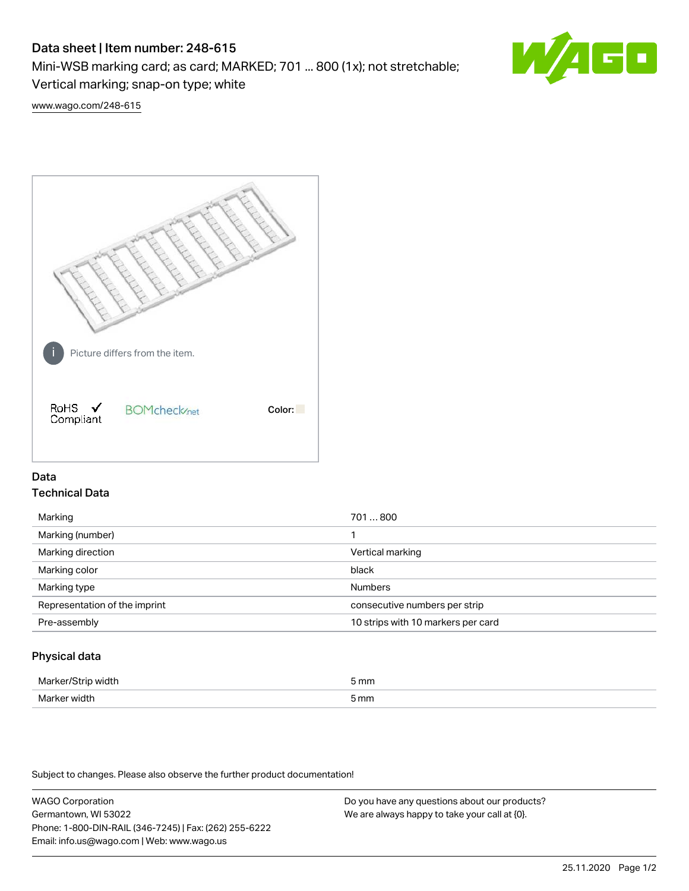# Data sheet | Item number: 248-615

Mini-WSB marking card; as card; MARKED; 701 ... 800 (1x); not stretchable; Vertical marking; snap-on type; white

www.wago.com/248-615

Picture differs from the item.

RoHS ✓ Compliant

BOMcheck.net

Color:

## Data

### Technical Data

| | |
|---|---|
| Marking | 701 … 800 |
| Marking (number) | 1 |
| Marking direction | Vertical marking |
| Marking color | black |
| Marking type | Numbers |
| Representation of the imprint | consecutive numbers per strip |
| Pre-assembly | 10 strips with 10 markers per card |

### Physical data

| | |
|---|---|
| Marker/Strip width | 5 mm |
| Marker width | 5 mm |

Subject to changes. Please also observe the further product documentation!

WAGO Corporation
Germantown, WI 53022
Phone: 1-800-DIN-RAIL (346-7245) | Fax: (262) 255-6222
Email: info.us@wago.com | Web: www.wago.us

Do you have any questions about our products?
We are always happy to take your call at {0}.

25.11.2020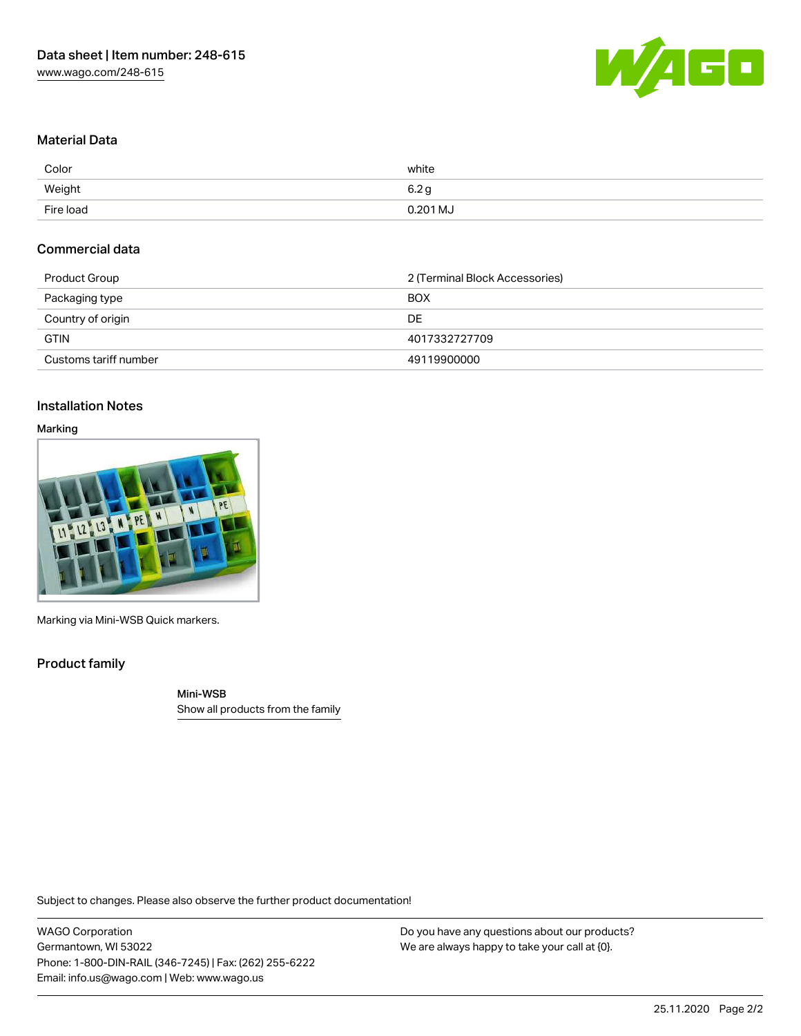## Material Data

| | |
|---|---|
| Color | white |
| Weight | 6.2 g |
| Fire load | 0.201 MJ |

## Commercial data

| | |
|---|---|
| Product Group | 2 (Terminal Block Accessories) |
| Packaging type | BOX |
| Country of origin | DE |
| GTIN | 4017332727709 |
| Customs tariff number | 49119900000 |

## Installation Notes

### Marking

Marking via Mini-WSB Quick markers.

## Product family

Mini-WSB
Show all products from the family

Subject to changes. Please also observe the further product documentation!

WAGO Corporation
Germantown, WI 53022
Phone: 1-800-DIN-RAIL (346-7245) | Fax: (262) 255-6222
Email: info.us@wago.com | Web: www.wago.us

Do you have any questions about our products?
We are always happy to take your call at {0}.